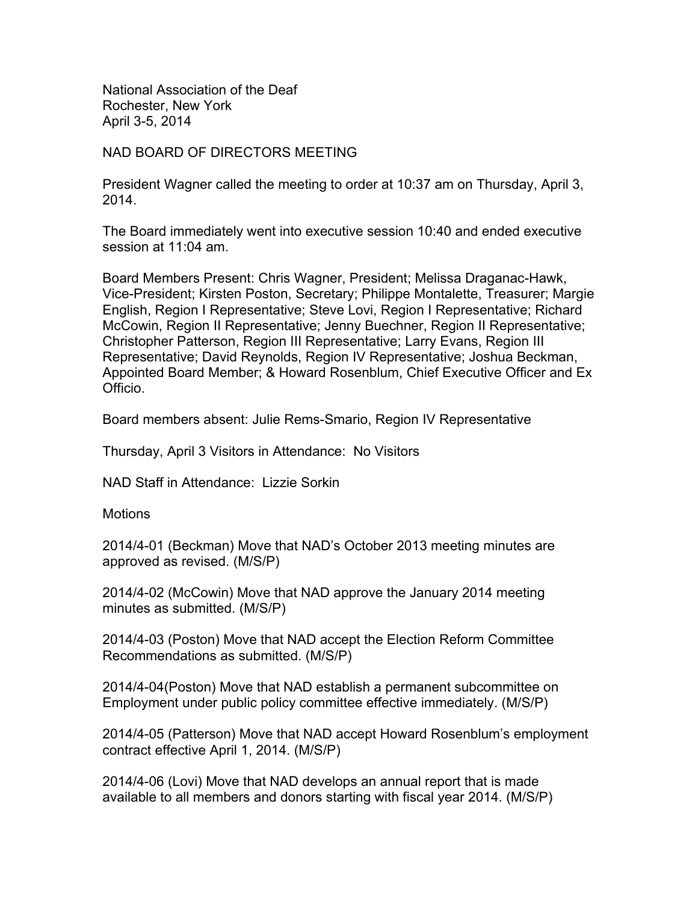National Association of the Deaf
Rochester, New York
April 3-5, 2014

# NAD BOARD OF DIRECTORS MEETING

President Wagner called the meeting to order at 10:37 am on Thursday, April 3, 2014.

The Board immediately went into executive session 10:40 and ended executive session at 11:04 am.

Board Members Present: Chris Wagner, President; Melissa Draganac-Hawk, Vice-President; Kirsten Poston, Secretary; Philippe Montalette, Treasurer; Margie English, Region I Representative; Steve Lovi, Region I Representative; Richard McCowin, Region II Representative; Jenny Buechner, Region II Representative; Christopher Patterson, Region III Representative; Larry Evans, Region III Representative; David Reynolds, Region IV Representative; Joshua Beckman, Appointed Board Member; & Howard Rosenblum, Chief Executive Officer and Ex Officio.

Board members absent: Julie Rems-Smario, Region IV Representative

Thursday, April 3 Visitors in Attendance: No Visitors

NAD Staff in Attendance: Lizzie Sorkin

## Motions

2014/4-01 (Beckman) Move that NAD's October 2013 meeting minutes are approved as revised. (M/S/P)

2014/4-02 (McCowin) Move that NAD approve the January 2014 meeting minutes as submitted. (M/S/P)

2014/4-03 (Poston) Move that NAD accept the Election Reform Committee Recommendations as submitted. (M/S/P)

2014/4-04(Poston) Move that NAD establish a permanent subcommittee on Employment under public policy committee effective immediately. (M/S/P)

2014/4-05 (Patterson) Move that NAD accept Howard Rosenblum's employment contract effective April 1, 2014. (M/S/P)

2014/4-06 (Lovi) Move that NAD develops an annual report that is made available to all members and donors starting with fiscal year 2014. (M/S/P)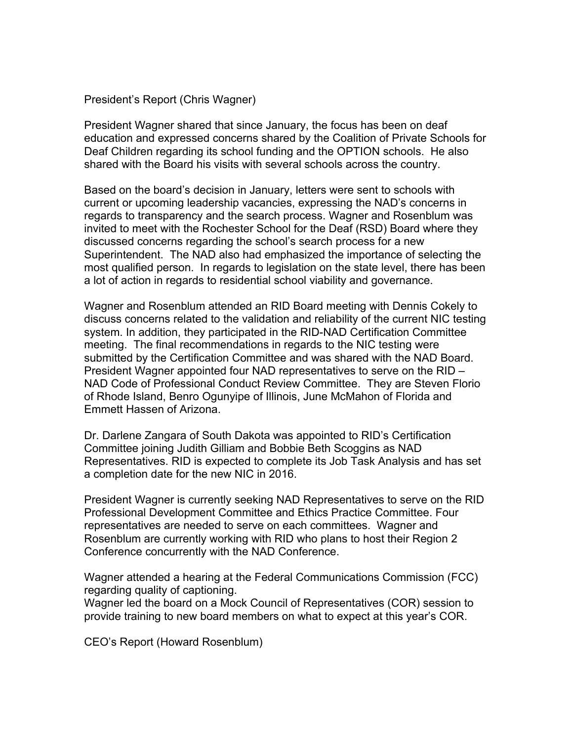## President's Report (Chris Wagner)

President Wagner shared that since January, the focus has been on deaf education and expressed concerns shared by the Coalition of Private Schools for Deaf Children regarding its school funding and the OPTION schools. He also shared with the Board his visits with several schools across the country.

Based on the board's decision in January, letters were sent to schools with current or upcoming leadership vacancies, expressing the NAD's concerns in regards to transparency and the search process. Wagner and Rosenblum was invited to meet with the Rochester School for the Deaf (RSD) Board where they discussed concerns regarding the school's search process for a new Superintendent. The NAD also had emphasized the importance of selecting the most qualified person. In regards to legislation on the state level, there has been a lot of action in regards to residential school viability and governance.

Wagner and Rosenblum attended an RID Board meeting with Dennis Cokely to discuss concerns related to the validation and reliability of the current NIC testing system. In addition, they participated in the RID-NAD Certification Committee meeting. The final recommendations in regards to the NIC testing were submitted by the Certification Committee and was shared with the NAD Board. President Wagner appointed four NAD representatives to serve on the RID – NAD Code of Professional Conduct Review Committee. They are Steven Florio of Rhode Island, Benro Ogunyipe of Illinois, June McMahon of Florida and Emmett Hassen of Arizona.

Dr. Darlene Zangara of South Dakota was appointed to RID's Certification Committee joining Judith Gilliam and Bobbie Beth Scoggins as NAD Representatives. RID is expected to complete its Job Task Analysis and has set a completion date for the new NIC in 2016.

President Wagner is currently seeking NAD Representatives to serve on the RID Professional Development Committee and Ethics Practice Committee. Four representatives are needed to serve on each committees. Wagner and Rosenblum are currently working with RID who plans to host their Region 2 Conference concurrently with the NAD Conference.

Wagner attended a hearing at the Federal Communications Commission (FCC) regarding quality of captioning.
Wagner led the board on a Mock Council of Representatives (COR) session to provide training to new board members on what to expect at this year's COR.

## CEO's Report (Howard Rosenblum)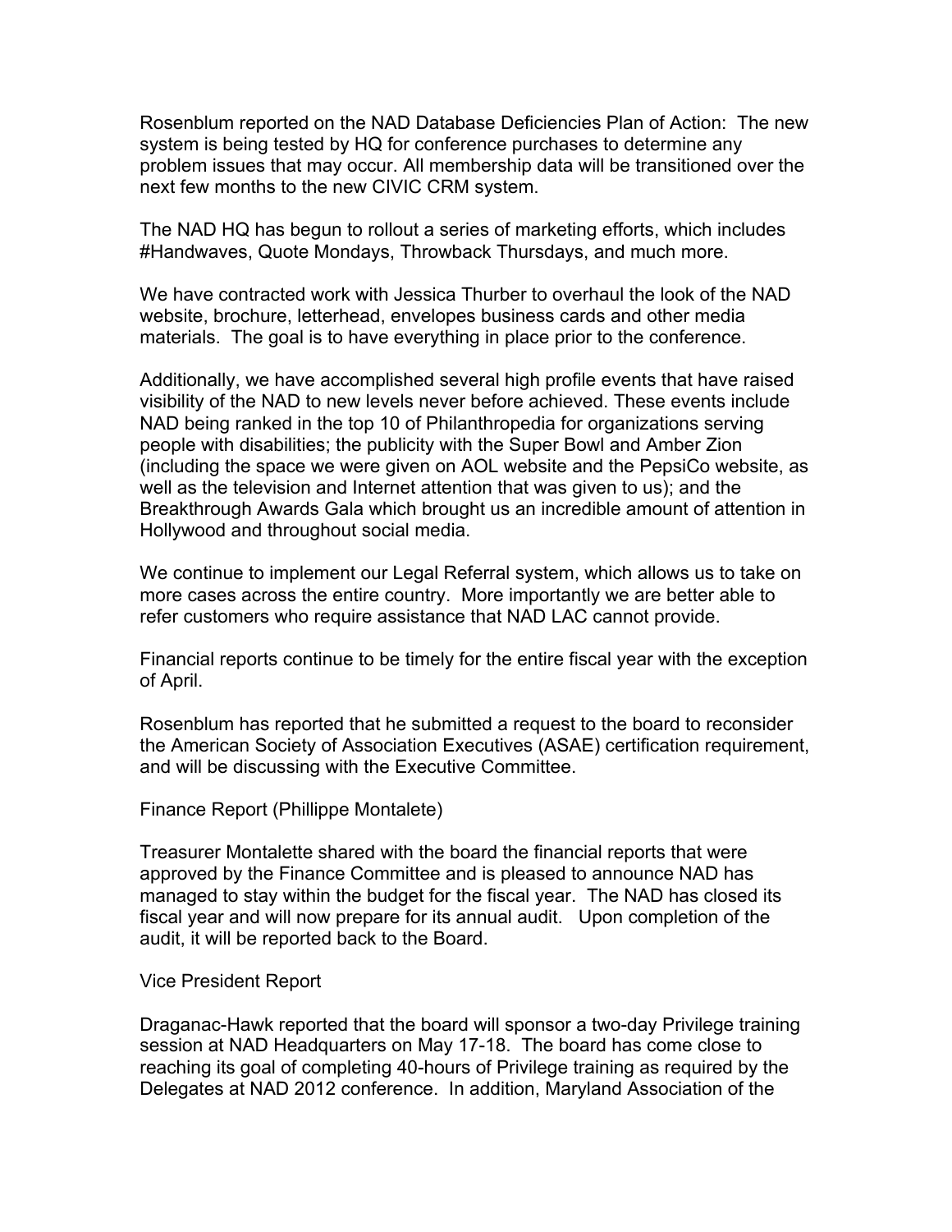Rosenblum reported on the NAD Database Deficiencies Plan of Action: The new system is being tested by HQ for conference purchases to determine any problem issues that may occur. All membership data will be transitioned over the next few months to the new CIVIC CRM system.

The NAD HQ has begun to rollout a series of marketing efforts, which includes #Handwaves, Quote Mondays, Throwback Thursdays, and much more.

We have contracted work with Jessica Thurber to overhaul the look of the NAD website, brochure, letterhead, envelopes business cards and other media materials. The goal is to have everything in place prior to the conference.

Additionally, we have accomplished several high profile events that have raised visibility of the NAD to new levels never before achieved. These events include NAD being ranked in the top 10 of Philanthropedia for organizations serving people with disabilities; the publicity with the Super Bowl and Amber Zion (including the space we were given on AOL website and the PepsiCo website, as well as the television and Internet attention that was given to us); and the Breakthrough Awards Gala which brought us an incredible amount of attention in Hollywood and throughout social media.

We continue to implement our Legal Referral system, which allows us to take on more cases across the entire country. More importantly we are better able to refer customers who require assistance that NAD LAC cannot provide.

Financial reports continue to be timely for the entire fiscal year with the exception of April.

Rosenblum has reported that he submitted a request to the board to reconsider the American Society of Association Executives (ASAE) certification requirement, and will be discussing with the Executive Committee.

Finance Report (Phillippe Montalete)

Treasurer Montalette shared with the board the financial reports that were approved by the Finance Committee and is pleased to announce NAD has managed to stay within the budget for the fiscal year. The NAD has closed its fiscal year and will now prepare for its annual audit. Upon completion of the audit, it will be reported back to the Board.

Vice President Report

Draganac-Hawk reported that the board will sponsor a two-day Privilege training session at NAD Headquarters on May 17-18. The board has come close to reaching its goal of completing 40-hours of Privilege training as required by the Delegates at NAD 2012 conference. In addition, Maryland Association of the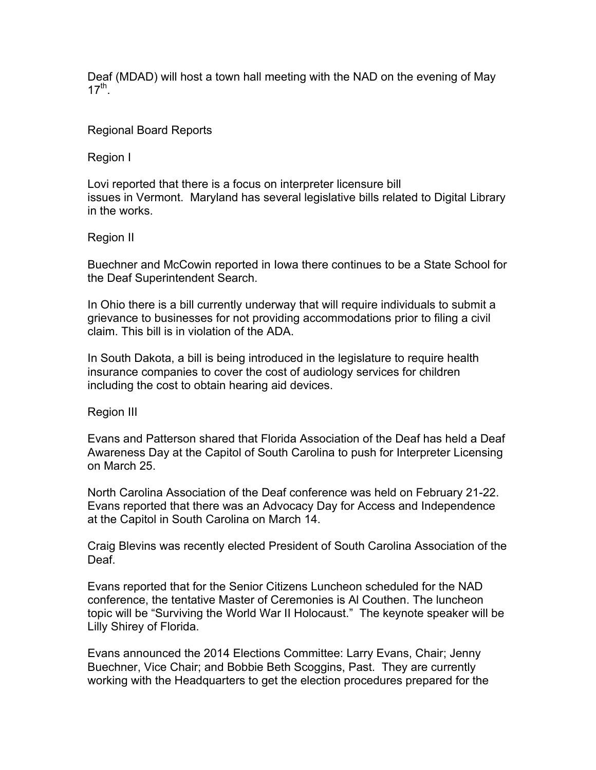Deaf (MDAD) will host a town hall meeting with the NAD on the evening of May 17th.

Regional Board Reports

Region I

Lovi reported that there is a focus on interpreter licensure bill issues in Vermont. Maryland has several legislative bills related to Digital Library in the works.

Region II

Buechner and McCowin reported in Iowa there continues to be a State School for the Deaf Superintendent Search.

In Ohio there is a bill currently underway that will require individuals to submit a grievance to businesses for not providing accommodations prior to filing a civil claim. This bill is in violation of the ADA.

In South Dakota, a bill is being introduced in the legislature to require health insurance companies to cover the cost of audiology services for children including the cost to obtain hearing aid devices.

Region III

Evans and Patterson shared that Florida Association of the Deaf has held a Deaf Awareness Day at the Capitol of South Carolina to push for Interpreter Licensing on March 25.

North Carolina Association of the Deaf conference was held on February 21-22. Evans reported that there was an Advocacy Day for Access and Independence at the Capitol in South Carolina on March 14.

Craig Blevins was recently elected President of South Carolina Association of the Deaf.

Evans reported that for the Senior Citizens Luncheon scheduled for the NAD conference, the tentative Master of Ceremonies is Al Couthen. The luncheon topic will be "Surviving the World War II Holocaust." The keynote speaker will be Lilly Shirey of Florida.

Evans announced the 2014 Elections Committee: Larry Evans, Chair; Jenny Buechner, Vice Chair; and Bobbie Beth Scoggins, Past. They are currently working with the Headquarters to get the election procedures prepared for the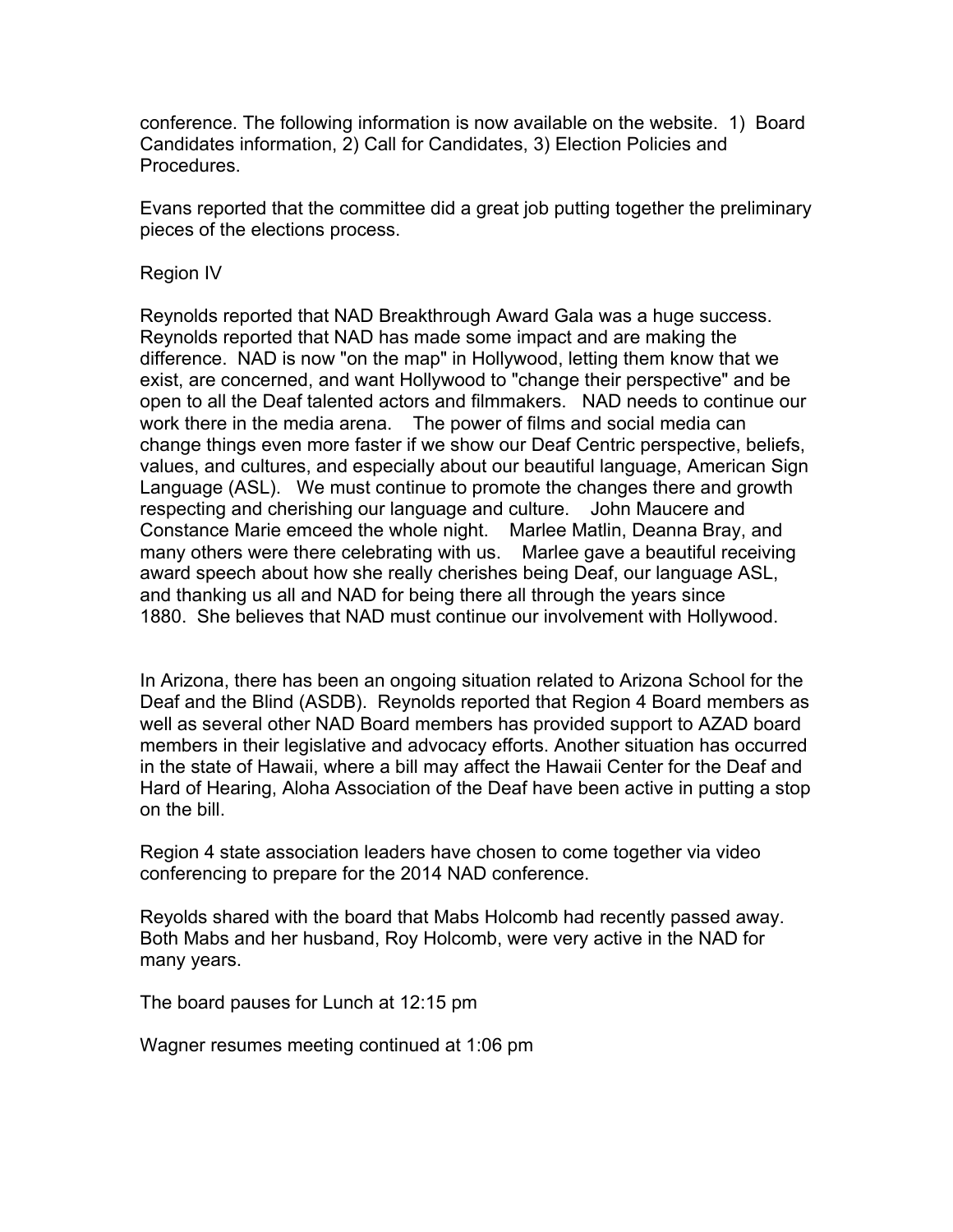conference. The following information is now available on the website. 1) Board Candidates information, 2) Call for Candidates, 3) Election Policies and Procedures.

Evans reported that the committee did a great job putting together the preliminary pieces of the elections process.

Region IV

Reynolds reported that NAD Breakthrough Award Gala was a huge success. Reynolds reported that NAD has made some impact and are making the difference. NAD is now "on the map" in Hollywood, letting them know that we exist, are concerned, and want Hollywood to "change their perspective" and be open to all the Deaf talented actors and filmmakers. NAD needs to continue our work there in the media arena. The power of films and social media can change things even more faster if we show our Deaf Centric perspective, beliefs, values, and cultures, and especially about our beautiful language, American Sign Language (ASL). We must continue to promote the changes there and growth respecting and cherishing our language and culture. John Maucere and Constance Marie emceed the whole night. Marlee Matlin, Deanna Bray, and many others were there celebrating with us. Marlee gave a beautiful receiving award speech about how she really cherishes being Deaf, our language ASL, and thanking us all and NAD for being there all through the years since 1880. She believes that NAD must continue our involvement with Hollywood.

In Arizona, there has been an ongoing situation related to Arizona School for the Deaf and the Blind (ASDB). Reynolds reported that Region 4 Board members as well as several other NAD Board members has provided support to AZAD board members in their legislative and advocacy efforts. Another situation has occurred in the state of Hawaii, where a bill may affect the Hawaii Center for the Deaf and Hard of Hearing, Aloha Association of the Deaf have been active in putting a stop on the bill.

Region 4 state association leaders have chosen to come together via video conferencing to prepare for the 2014 NAD conference.

Reyolds shared with the board that Mabs Holcomb had recently passed away. Both Mabs and her husband, Roy Holcomb, were very active in the NAD for many years.

The board pauses for Lunch at 12:15 pm

Wagner resumes meeting continued at 1:06 pm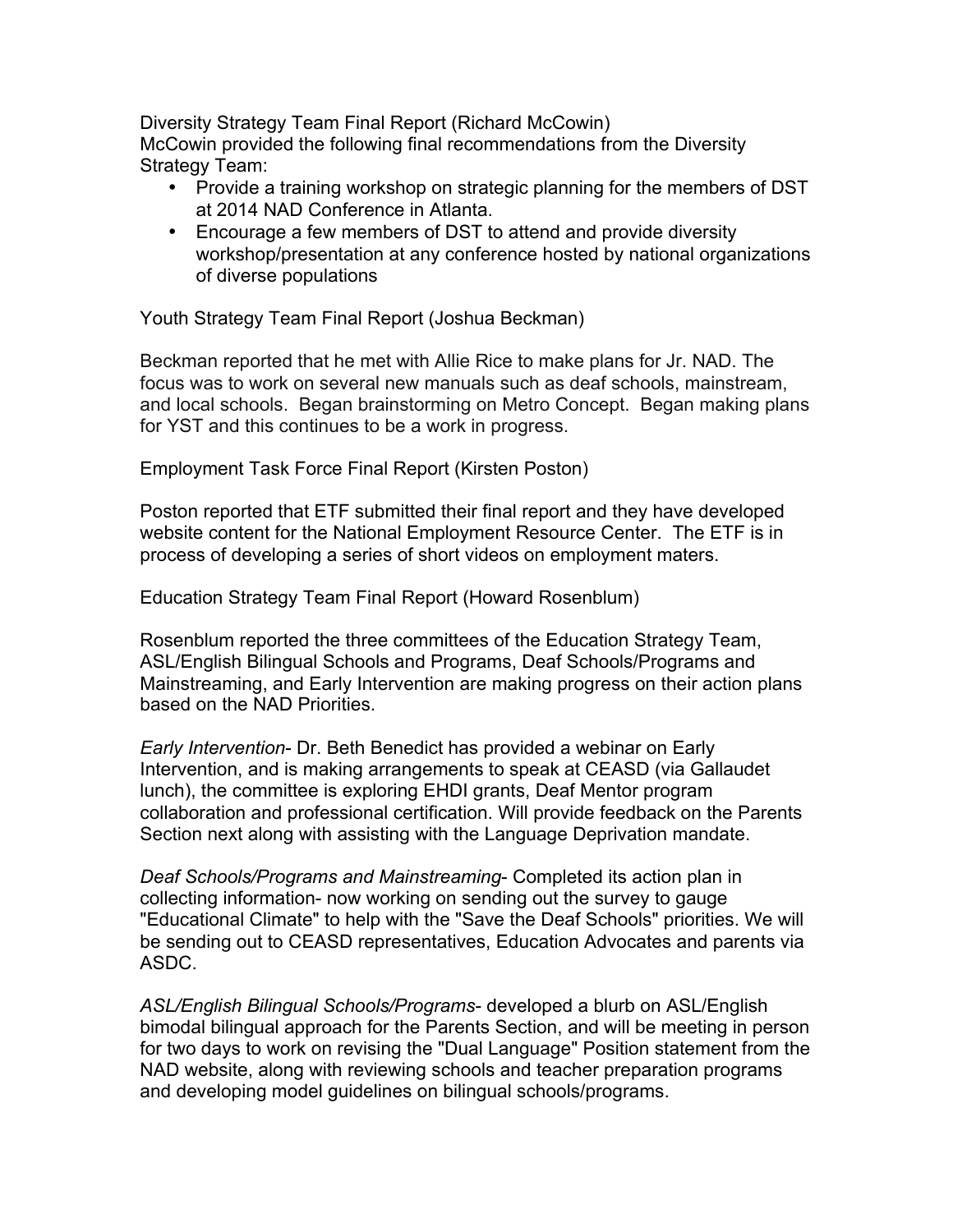Diversity Strategy Team Final Report (Richard McCowin)
McCowin provided the following final recommendations from the Diversity Strategy Team:

- Provide a training workshop on strategic planning for the members of DST at 2014 NAD Conference in Atlanta.
- Encourage a few members of DST to attend and provide diversity workshop/presentation at any conference hosted by national organizations of diverse populations

Youth Strategy Team Final Report (Joshua Beckman)

Beckman reported that he met with Allie Rice to make plans for Jr. NAD. The focus was to work on several new manuals such as deaf schools, mainstream, and local schools. Began brainstorming on Metro Concept. Began making plans for YST and this continues to be a work in progress.

Employment Task Force Final Report (Kirsten Poston)

Poston reported that ETF submitted their final report and they have developed website content for the National Employment Resource Center. The ETF is in process of developing a series of short videos on employment maters.

Education Strategy Team Final Report (Howard Rosenblum)

Rosenblum reported the three committees of the Education Strategy Team, ASL/English Bilingual Schools and Programs, Deaf Schools/Programs and Mainstreaming, and Early Intervention are making progress on their action plans based on the NAD Priorities.

*Early Intervention*- Dr. Beth Benedict has provided a webinar on Early Intervention, and is making arrangements to speak at CEASD (via Gallaudet lunch), the committee is exploring EHDI grants, Deaf Mentor program collaboration and professional certification. Will provide feedback on the Parents Section next along with assisting with the Language Deprivation mandate.

*Deaf Schools/Programs and Mainstreaming*- Completed its action plan in collecting information- now working on sending out the survey to gauge "Educational Climate" to help with the "Save the Deaf Schools" priorities. We will be sending out to CEASD representatives, Education Advocates and parents via ASDC.

*ASL/English Bilingual Schools/Programs*- developed a blurb on ASL/English bimodal bilingual approach for the Parents Section, and will be meeting in person for two days to work on revising the "Dual Language" Position statement from the NAD website, along with reviewing schools and teacher preparation programs and developing model guidelines on bilingual schools/programs.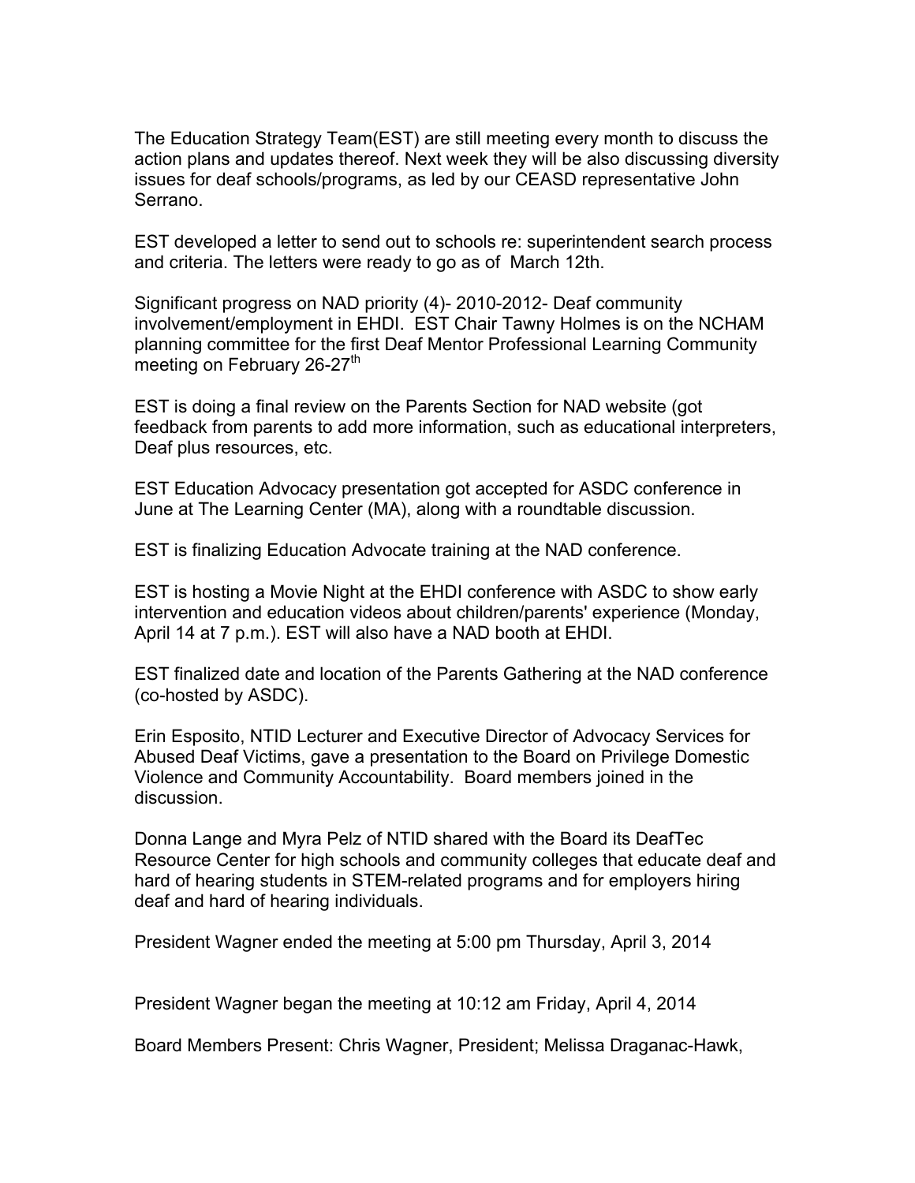The Education Strategy Team(EST) are still meeting every month to discuss the action plans and updates thereof. Next week they will be also discussing diversity issues for deaf schools/programs, as led by our CEASD representative John Serrano.

EST developed a letter to send out to schools re: superintendent search process and criteria. The letters were ready to go as of March 12th.

Significant progress on NAD priority (4)- 2010-2012- Deaf community involvement/employment in EHDI. EST Chair Tawny Holmes is on the NCHAM planning committee for the first Deaf Mentor Professional Learning Community meeting on February 26-27th

EST is doing a final review on the Parents Section for NAD website (got feedback from parents to add more information, such as educational interpreters, Deaf plus resources, etc.

EST Education Advocacy presentation got accepted for ASDC conference in June at The Learning Center (MA), along with a roundtable discussion.

EST is finalizing Education Advocate training at the NAD conference.

EST is hosting a Movie Night at the EHDI conference with ASDC to show early intervention and education videos about children/parents' experience (Monday, April 14 at 7 p.m.). EST will also have a NAD booth at EHDI.

EST finalized date and location of the Parents Gathering at the NAD conference (co-hosted by ASDC).

Erin Esposito, NTID Lecturer and Executive Director of Advocacy Services for Abused Deaf Victims, gave a presentation to the Board on Privilege Domestic Violence and Community Accountability. Board members joined in the discussion.

Donna Lange and Myra Pelz of NTID shared with the Board its DeafTec Resource Center for high schools and community colleges that educate deaf and hard of hearing students in STEM-related programs and for employers hiring deaf and hard of hearing individuals.

President Wagner ended the meeting at 5:00 pm Thursday, April 3, 2014

President Wagner began the meeting at 10:12 am Friday, April 4, 2014

Board Members Present: Chris Wagner, President; Melissa Draganac-Hawk,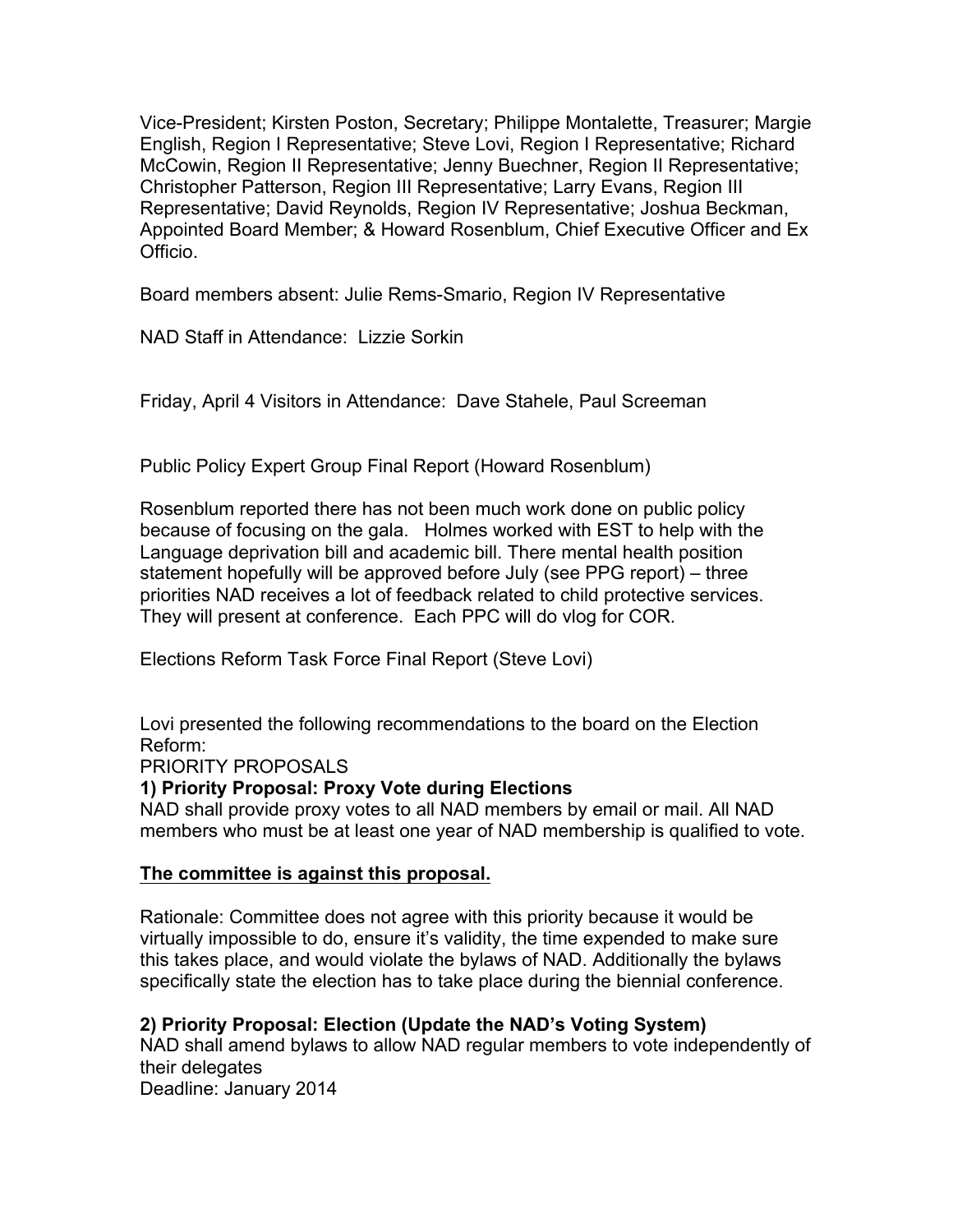Vice-President; Kirsten Poston, Secretary; Philippe Montalette, Treasurer; Margie English, Region I Representative; Steve Lovi, Region I Representative; Richard McCowin, Region II Representative; Jenny Buechner, Region II Representative; Christopher Patterson, Region III Representative; Larry Evans, Region III Representative; David Reynolds, Region IV Representative; Joshua Beckman, Appointed Board Member; & Howard Rosenblum, Chief Executive Officer and Ex Officio.

Board members absent: Julie Rems-Smario, Region IV Representative

NAD Staff in Attendance: Lizzie Sorkin

Friday, April 4 Visitors in Attendance: Dave Stahele, Paul Screeman

Public Policy Expert Group Final Report (Howard Rosenblum)

Rosenblum reported there has not been much work done on public policy because of focusing on the gala. Holmes worked with EST to help with the Language deprivation bill and academic bill. There mental health position statement hopefully will be approved before July (see PPG report) – three priorities NAD receives a lot of feedback related to child protective services. They will present at conference. Each PPC will do vlog for COR.

Elections Reform Task Force Final Report (Steve Lovi)

Lovi presented the following recommendations to the board on the Election Reform:

PRIORITY PROPOSALS

**1) Priority Proposal: Proxy Vote during Elections**

NAD shall provide proxy votes to all NAD members by email or mail. All NAD members who must be at least one year of NAD membership is qualified to vote.

**The committee is against this proposal.**

Rationale: Committee does not agree with this priority because it would be virtually impossible to do, ensure it's validity, the time expended to make sure this takes place, and would violate the bylaws of NAD. Additionally the bylaws specifically state the election has to take place during the biennial conference.

**2) Priority Proposal: Election (Update the NAD's Voting System)**

NAD shall amend bylaws to allow NAD regular members to vote independently of their delegates

Deadline: January 2014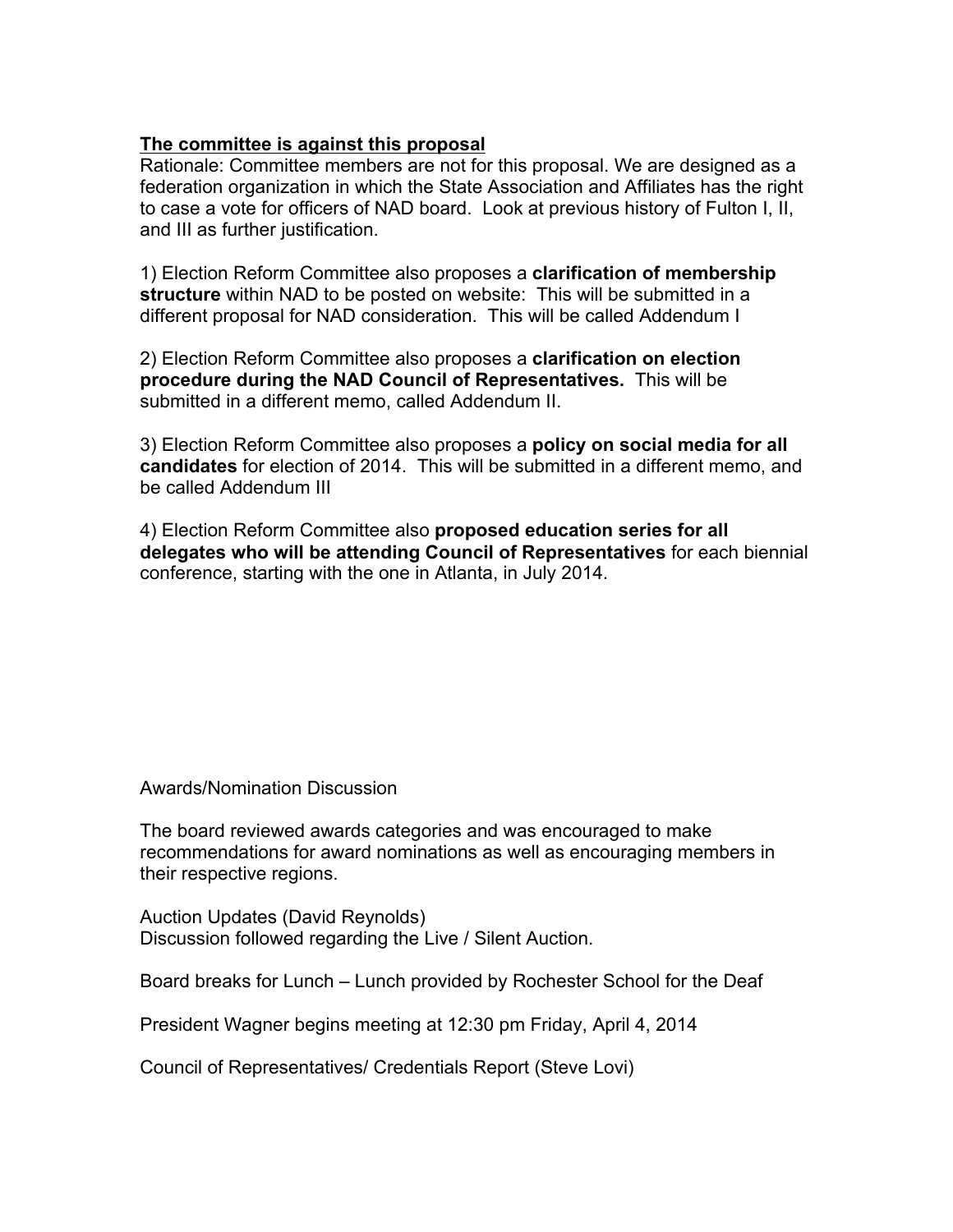**<u>The committee is against this proposal</u>**
Rationale: Committee members are not for this proposal. We are designed as a federation organization in which the State Association and Affiliates has the right to case a vote for officers of NAD board. Look at previous history of Fulton I, II, and III as further justification.

1) Election Reform Committee also proposes a **clarification of membership structure** within NAD to be posted on website: This will be submitted in a different proposal for NAD consideration. This will be called Addendum I

2) Election Reform Committee also proposes a **clarification on election procedure during the NAD Council of Representatives.** This will be submitted in a different memo, called Addendum II.

3) Election Reform Committee also proposes a **policy on social media for all candidates** for election of 2014. This will be submitted in a different memo, and be called Addendum III

4) Election Reform Committee also **proposed education series for all delegates who will be attending Council of Representatives** for each biennial conference, starting with the one in Atlanta, in July 2014.

Awards/Nomination Discussion

The board reviewed awards categories and was encouraged to make recommendations for award nominations as well as encouraging members in their respective regions.

Auction Updates (David Reynolds)
Discussion followed regarding the Live / Silent Auction.

Board breaks for Lunch – Lunch provided by Rochester School for the Deaf

President Wagner begins meeting at 12:30 pm Friday, April 4, 2014

Council of Representatives/ Credentials Report (Steve Lovi)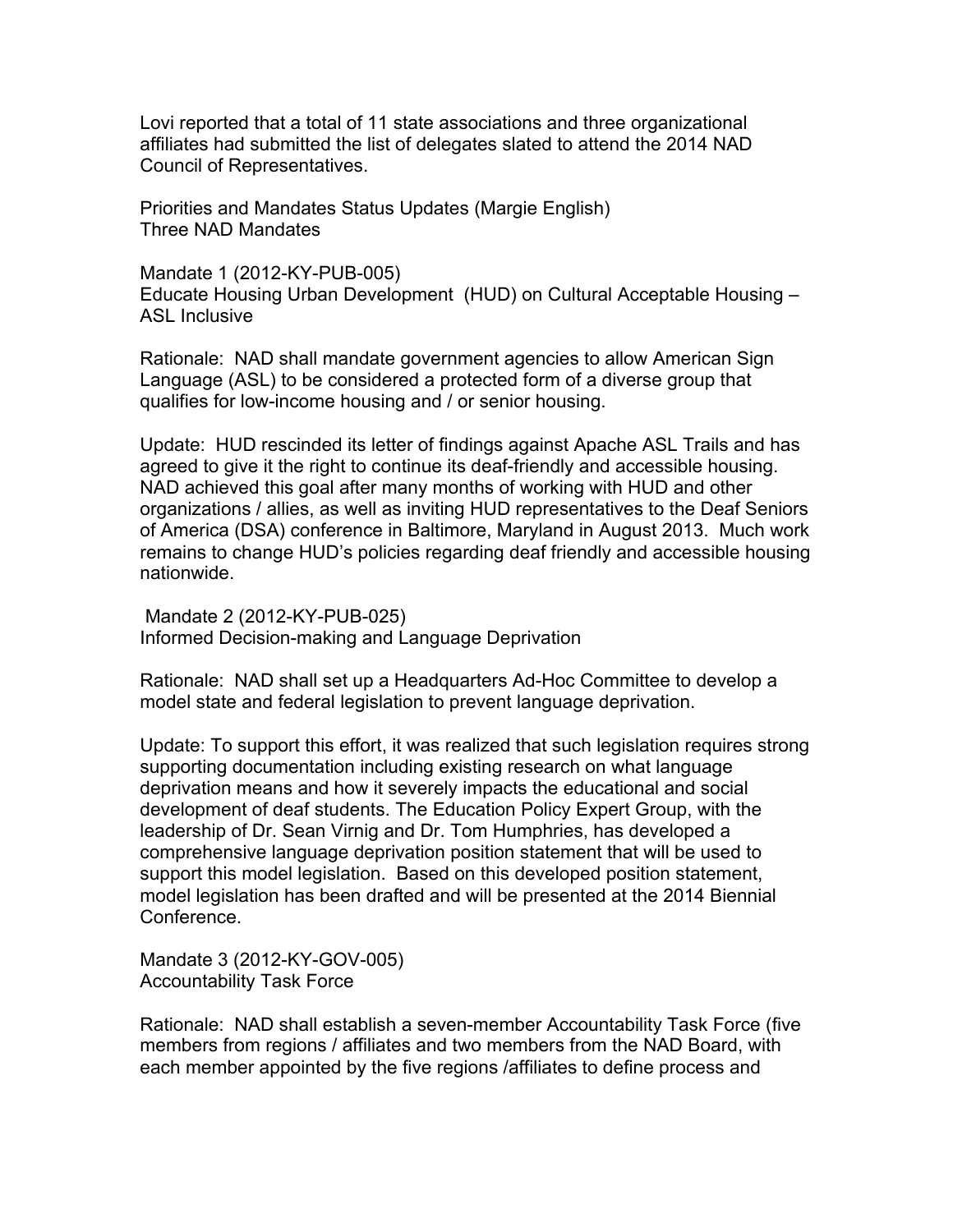Lovi reported that a total of 11 state associations and three organizational affiliates had submitted the list of delegates slated to attend the 2014 NAD Council of Representatives.

Priorities and Mandates Status Updates (Margie English)
Three NAD Mandates

Mandate 1 (2012-KY-PUB-005)
Educate Housing Urban Development (HUD) on Cultural Acceptable Housing – ASL Inclusive

Rationale: NAD shall mandate government agencies to allow American Sign Language (ASL) to be considered a protected form of a diverse group that qualifies for low-income housing and / or senior housing.

Update: HUD rescinded its letter of findings against Apache ASL Trails and has agreed to give it the right to continue its deaf-friendly and accessible housing. NAD achieved this goal after many months of working with HUD and other organizations / allies, as well as inviting HUD representatives to the Deaf Seniors of America (DSA) conference in Baltimore, Maryland in August 2013. Much work remains to change HUD's policies regarding deaf friendly and accessible housing nationwide.

Mandate 2 (2012-KY-PUB-025)
Informed Decision-making and Language Deprivation

Rationale: NAD shall set up a Headquarters Ad-Hoc Committee to develop a model state and federal legislation to prevent language deprivation.

Update: To support this effort, it was realized that such legislation requires strong supporting documentation including existing research on what language deprivation means and how it severely impacts the educational and social development of deaf students. The Education Policy Expert Group, with the leadership of Dr. Sean Virnig and Dr. Tom Humphries, has developed a comprehensive language deprivation position statement that will be used to support this model legislation. Based on this developed position statement, model legislation has been drafted and will be presented at the 2014 Biennial Conference.

Mandate 3 (2012-KY-GOV-005)
Accountability Task Force

Rationale: NAD shall establish a seven-member Accountability Task Force (five members from regions / affiliates and two members from the NAD Board, with each member appointed by the five regions /affiliates to define process and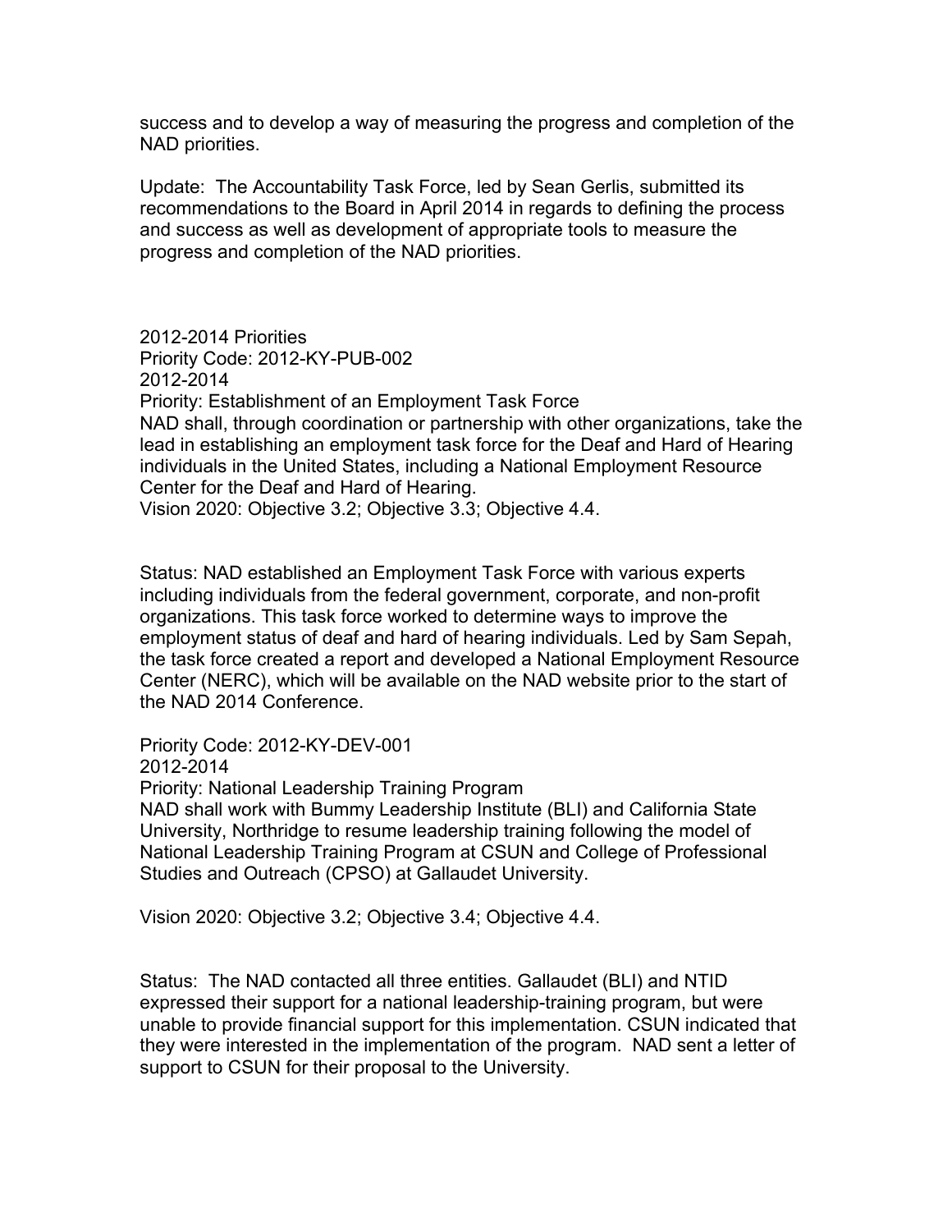success and to develop a way of measuring the progress and completion of the NAD priorities.

Update: The Accountability Task Force, led by Sean Gerlis, submitted its recommendations to the Board in April 2014 in regards to defining the process and success as well as development of appropriate tools to measure the progress and completion of the NAD priorities.

2012-2014 Priorities
Priority Code: 2012-KY-PUB-002
2012-2014
Priority: Establishment of an Employment Task Force
NAD shall, through coordination or partnership with other organizations, take the lead in establishing an employment task force for the Deaf and Hard of Hearing individuals in the United States, including a National Employment Resource Center for the Deaf and Hard of Hearing.
Vision 2020: Objective 3.2; Objective 3.3; Objective 4.4.

Status: NAD established an Employment Task Force with various experts including individuals from the federal government, corporate, and non-profit organizations. This task force worked to determine ways to improve the employment status of deaf and hard of hearing individuals. Led by Sam Sepah, the task force created a report and developed a National Employment Resource Center (NERC), which will be available on the NAD website prior to the start of the NAD 2014 Conference.

Priority Code: 2012-KY-DEV-001
2012-2014
Priority: National Leadership Training Program
NAD shall work with Bummy Leadership Institute (BLI) and California State University, Northridge to resume leadership training following the model of National Leadership Training Program at CSUN and College of Professional Studies and Outreach (CPSO) at Gallaudet University.

Vision 2020: Objective 3.2; Objective 3.4; Objective 4.4.

Status: The NAD contacted all three entities. Gallaudet (BLI) and NTID expressed their support for a national leadership-training program, but were unable to provide financial support for this implementation. CSUN indicated that they were interested in the implementation of the program. NAD sent a letter of support to CSUN for their proposal to the University.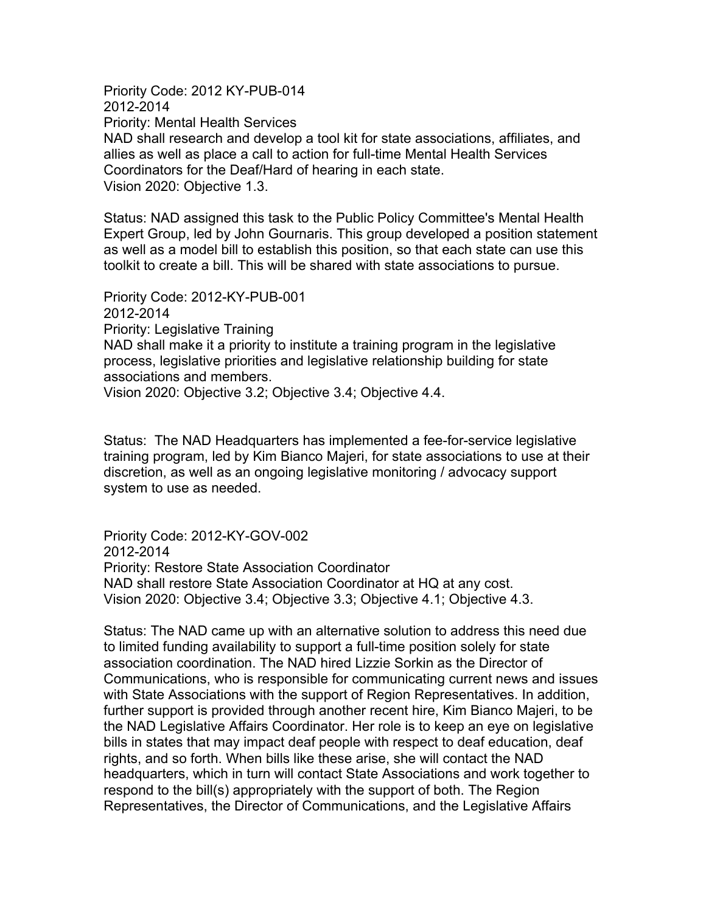Priority Code: 2012 KY-PUB-014
2012-2014
Priority: Mental Health Services
NAD shall research and develop a tool kit for state associations, affiliates, and allies as well as place a call to action for full-time Mental Health Services Coordinators for the Deaf/Hard of hearing in each state.
Vision 2020: Objective 1.3.

Status: NAD assigned this task to the Public Policy Committee's Mental Health Expert Group, led by John Gournaris. This group developed a position statement as well as a model bill to establish this position, so that each state can use this toolkit to create a bill. This will be shared with state associations to pursue.

Priority Code: 2012-KY-PUB-001
2012-2014
Priority: Legislative Training
NAD shall make it a priority to institute a training program in the legislative process, legislative priorities and legislative relationship building for state associations and members.
Vision 2020: Objective 3.2; Objective 3.4; Objective 4.4.

Status: The NAD Headquarters has implemented a fee-for-service legislative training program, led by Kim Bianco Majeri, for state associations to use at their discretion, as well as an ongoing legislative monitoring / advocacy support system to use as needed.

Priority Code: 2012-KY-GOV-002
2012-2014
Priority: Restore State Association Coordinator
NAD shall restore State Association Coordinator at HQ at any cost.
Vision 2020: Objective 3.4; Objective 3.3; Objective 4.1; Objective 4.3.

Status: The NAD came up with an alternative solution to address this need due to limited funding availability to support a full-time position solely for state association coordination. The NAD hired Lizzie Sorkin as the Director of Communications, who is responsible for communicating current news and issues with State Associations with the support of Region Representatives. In addition, further support is provided through another recent hire, Kim Bianco Majeri, to be the NAD Legislative Affairs Coordinator. Her role is to keep an eye on legislative bills in states that may impact deaf people with respect to deaf education, deaf rights, and so forth. When bills like these arise, she will contact the NAD headquarters, which in turn will contact State Associations and work together to respond to the bill(s) appropriately with the support of both. The Region Representatives, the Director of Communications, and the Legislative Affairs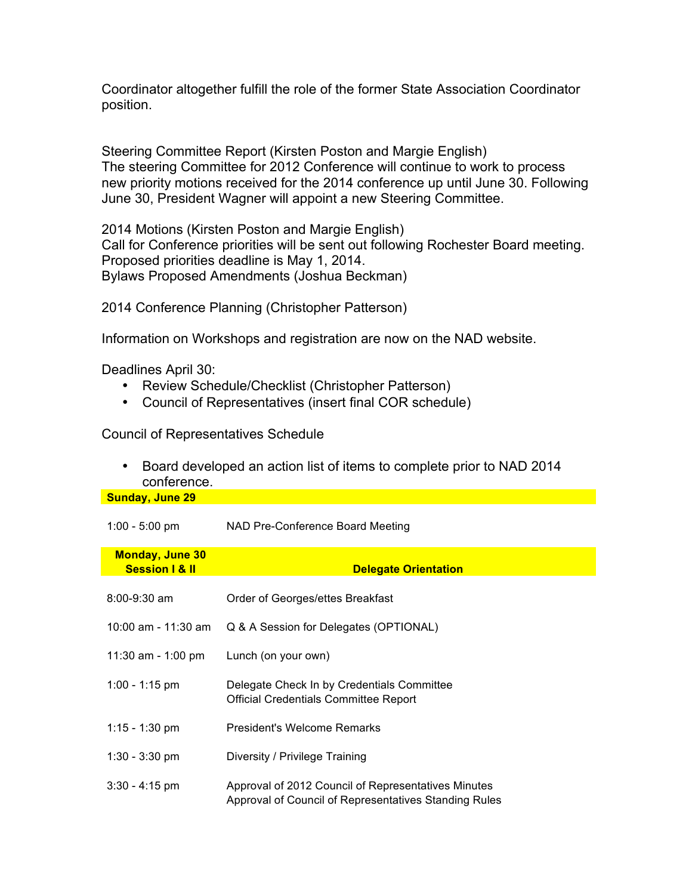Coordinator altogether fulfill the role of the former State Association Coordinator position.

Steering Committee Report (Kirsten Poston and Margie English)
The steering Committee for 2012 Conference will continue to work to process new priority motions received for the 2014 conference up until June 30. Following June 30, President Wagner will appoint a new Steering Committee.

2014 Motions (Kirsten Poston and Margie English)
Call for Conference priorities will be sent out following Rochester Board meeting. Proposed priorities deadline is May 1, 2014.
Bylaws Proposed Amendments (Joshua Beckman)

2014 Conference Planning (Christopher Patterson)

Information on Workshops and registration are now on the NAD website.

Deadlines April 30:

- Review Schedule/Checklist (Christopher Patterson)
- Council of Representatives (insert final COR schedule)

Council of Representatives Schedule

- Board developed an action list of items to complete prior to NAD 2014 conference.

| **Sunday, June 29** | |
|---|---|
| 1:00 - 5:00 pm | NAD Pre-Conference Board Meeting |
| **Monday, June 30 Session I & II** | **Delegate Orientation** |
| 8:00-9:30 am | Order of Georges/ettes Breakfast |
| 10:00 am - 11:30 am | Q & A Session for Delegates (OPTIONAL) |
| 11:30 am - 1:00 pm | Lunch (on your own) |
| 1:00 - 1:15 pm | Delegate Check In by Credentials Committee<br>Official Credentials Committee Report |
| 1:15 - 1:30 pm | President's Welcome Remarks |
| 1:30 - 3:30 pm | Diversity / Privilege Training |
| 3:30 - 4:15 pm | Approval of 2012 Council of Representatives Minutes<br>Approval of Council of Representatives Standing Rules |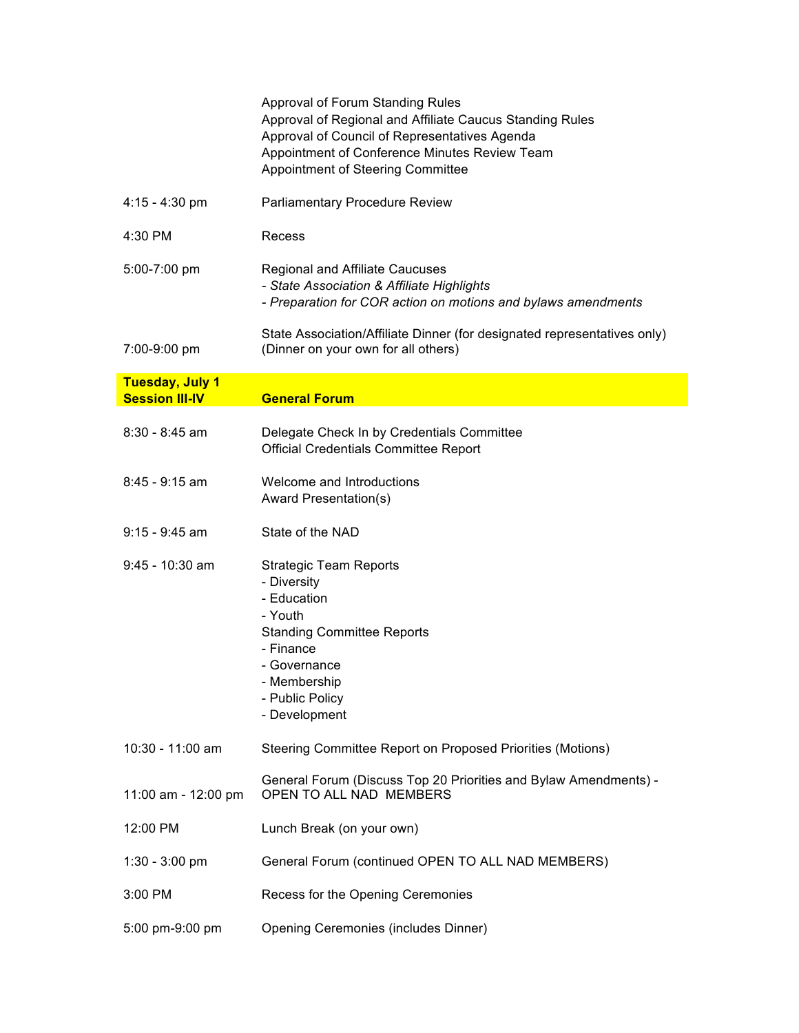| | |
|---|---|
| | Approval of Forum Standing Rules<br>Approval of Regional and Affiliate Caucus Standing Rules<br>Approval of Council of Representatives Agenda<br>Appointment of Conference Minutes Review Team<br>Appointment of Steering Committee |
| 4:15 - 4:30 pm | Parliamentary Procedure Review |
| 4:30 PM | Recess |
| 5:00-7:00 pm | Regional and Affiliate Caucuses<br>*- State Association & Affiliate Highlights*<br>*- Preparation for COR action on motions and bylaws amendments* |
| 7:00-9:00 pm | State Association/Affiliate Dinner (for designated representatives only)<br>(Dinner on your own for all others) |
| **Tuesday, July 1**<br>**Session III-IV** | **General Forum** |
| 8:30 - 8:45 am | Delegate Check In by Credentials Committee<br>Official Credentials Committee Report |
| 8:45 - 9:15 am | Welcome and Introductions<br>Award Presentation(s) |
| 9:15 - 9:45 am | State of the NAD |
| 9:45 - 10:30 am | Strategic Team Reports<br>- Diversity<br>- Education<br>- Youth<br>Standing Committee Reports<br>- Finance<br>- Governance<br>- Membership<br>- Public Policy<br>- Development |
| 10:30 - 11:00 am | Steering Committee Report on Proposed Priorities (Motions) |
| 11:00 am - 12:00 pm | General Forum (Discuss Top 20 Priorities and Bylaw Amendments) - OPEN TO ALL NAD MEMBERS |
| 12:00 PM | Lunch Break (on your own) |
| 1:30 - 3:00 pm | General Forum (continued OPEN TO ALL NAD MEMBERS) |
| 3:00 PM | Recess for the Opening Ceremonies |
| 5:00 pm-9:00 pm | Opening Ceremonies (includes Dinner) |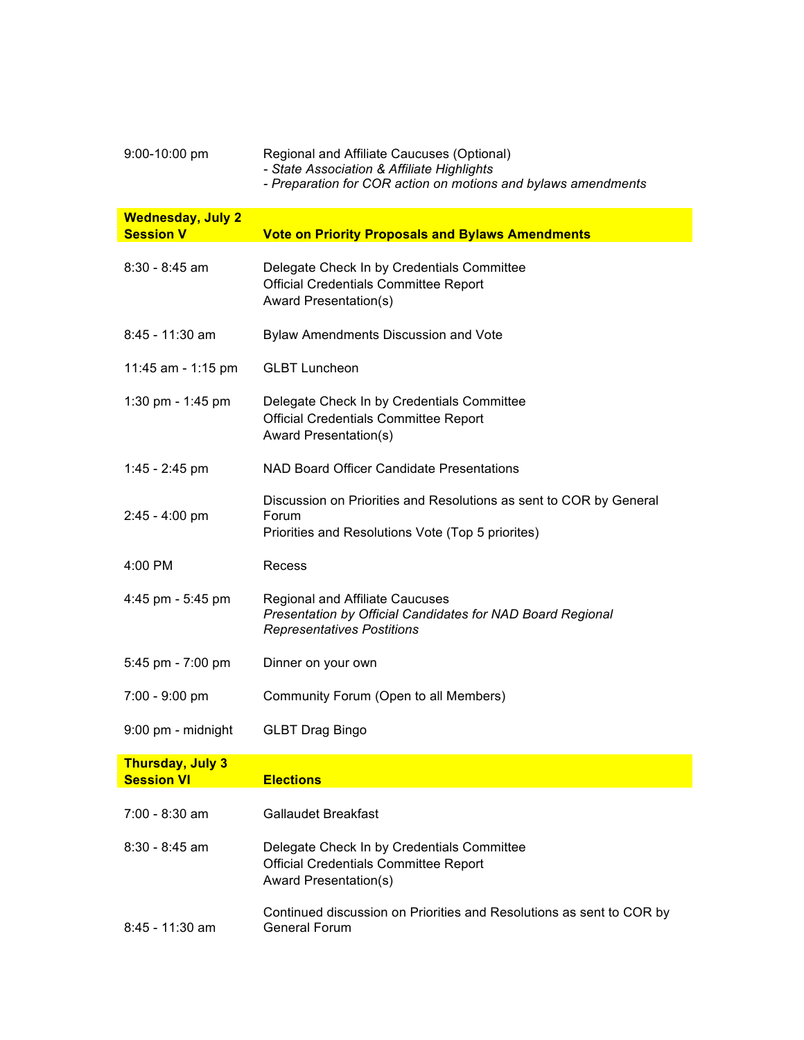| | |
|---|---|
| 9:00-10:00 pm | Regional and Affiliate Caucuses (Optional)<br>*- State Association & Affiliate Highlights*<br>*- Preparation for COR action on motions and bylaws amendments* |

| **Wednesday, July 2**<br>**Session V** | **Vote on Priority Proposals and Bylaws Amendments** |
|---|---|
| 8:30 - 8:45 am | Delegate Check In by Credentials Committee<br>Official Credentials Committee Report<br>Award Presentation(s) |
| 8:45 - 11:30 am | Bylaw Amendments Discussion and Vote |
| 11:45 am - 1:15 pm | GLBT Luncheon |
| 1:30 pm - 1:45 pm | Delegate Check In by Credentials Committee<br>Official Credentials Committee Report<br>Award Presentation(s) |
| 1:45 - 2:45 pm | NAD Board Officer Candidate Presentations |
| 2:45 - 4:00 pm | Discussion on Priorities and Resolutions as sent to COR by General Forum<br>Priorities and Resolutions Vote (Top 5 priorites) |
| 4:00 PM | Recess |
| 4:45 pm - 5:45 pm | Regional and Affiliate Caucuses<br>*Presentation by Official Candidates for NAD Board Regional Representatives Postitions* |
| 5:45 pm - 7:00 pm | Dinner on your own |
| 7:00 - 9:00 pm | Community Forum (Open to all Members) |
| 9:00 pm - midnight | GLBT Drag Bingo |

| **Thursday, July 3**<br>**Session VI** | **Elections** |
|---|---|
| 7:00 - 8:30 am | Gallaudet Breakfast |
| 8:30 - 8:45 am | Delegate Check In by Credentials Committee<br>Official Credentials Committee Report<br>Award Presentation(s) |
| 8:45 - 11:30 am | Continued discussion on Priorities and Resolutions as sent to COR by General Forum |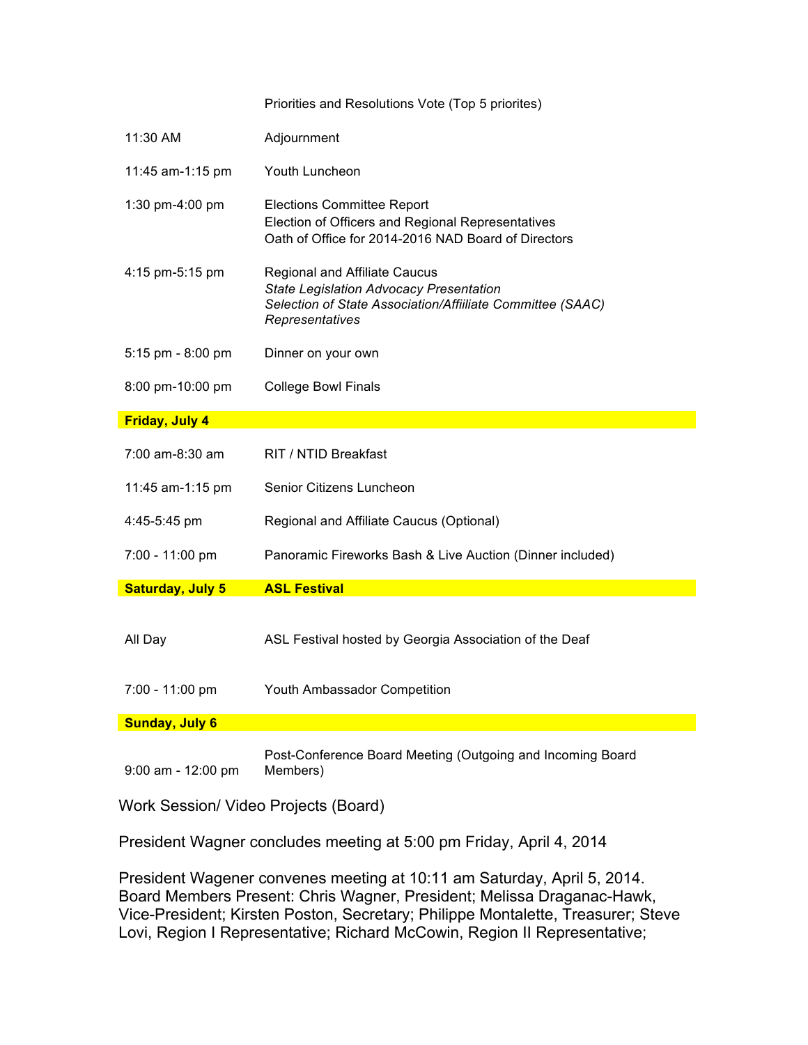| | |
|---|---|
| | Priorities and Resolutions Vote (Top 5 priorites) |
| 11:30 AM | Adjournment |
| 11:45 am-1:15 pm | Youth Luncheon |
| 1:30 pm-4:00 pm | Elections Committee Report<br>Election of Officers and Regional Representatives<br>Oath of Office for 2014-2016 NAD Board of Directors |
| 4:15 pm-5:15 pm | Regional and Affiliate Caucus<br>*State Legislation Advocacy Presentation*<br>*Selection of State Association/Affiliate Committee (SAAC) Representatives* |
| 5:15 pm - 8:00 pm | Dinner on your own |
| 8:00 pm-10:00 pm | College Bowl Finals |
| **Friday, July 4** | |
| 7:00 am-8:30 am | RIT / NTID Breakfast |
| 11:45 am-1:15 pm | Senior Citizens Luncheon |
| 4:45-5:45 pm | Regional and Affiliate Caucus (Optional) |
| 7:00 - 11:00 pm | Panoramic Fireworks Bash & Live Auction (Dinner included) |
| **Saturday, July 5** | **ASL Festival** |
| All Day | ASL Festival hosted by Georgia Association of the Deaf |
| 7:00 - 11:00 pm | Youth Ambassador Competition |
| **Sunday, July 6** | |
| 9:00 am - 12:00 pm | Post-Conference Board Meeting (Outgoing and Incoming Board Members) |

Work Session/ Video Projects (Board)

President Wagner concludes meeting at 5:00 pm Friday, April 4, 2014

President Wagener convenes meeting at 10:11 am Saturday, April 5, 2014. Board Members Present: Chris Wagner, President; Melissa Draganac-Hawk, Vice-President; Kirsten Poston, Secretary; Philippe Montalette, Treasurer; Steve Lovi, Region I Representative; Richard McCowin, Region II Representative;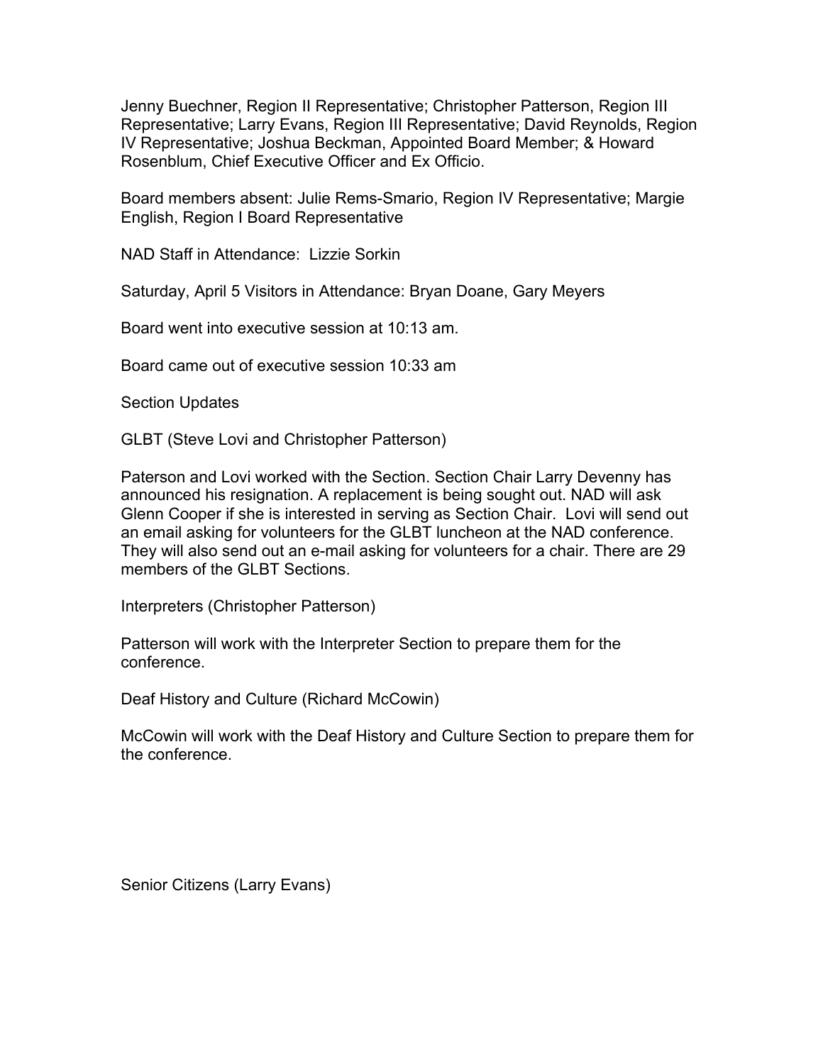Jenny Buechner, Region II Representative; Christopher Patterson, Region III Representative; Larry Evans, Region III Representative; David Reynolds, Region IV Representative; Joshua Beckman, Appointed Board Member; & Howard Rosenblum, Chief Executive Officer and Ex Officio.

Board members absent: Julie Rems-Smario, Region IV Representative; Margie English, Region I Board Representative

NAD Staff in Attendance: Lizzie Sorkin

Saturday, April 5 Visitors in Attendance: Bryan Doane, Gary Meyers

Board went into executive session at 10:13 am.

Board came out of executive session 10:33 am

Section Updates

GLBT (Steve Lovi and Christopher Patterson)

Paterson and Lovi worked with the Section. Section Chair Larry Devenny has announced his resignation. A replacement is being sought out. NAD will ask Glenn Cooper if she is interested in serving as Section Chair. Lovi will send out an email asking for volunteers for the GLBT luncheon at the NAD conference. They will also send out an e-mail asking for volunteers for a chair. There are 29 members of the GLBT Sections.

Interpreters (Christopher Patterson)

Patterson will work with the Interpreter Section to prepare them for the conference.

Deaf History and Culture (Richard McCowin)

McCowin will work with the Deaf History and Culture Section to prepare them for the conference.

Senior Citizens (Larry Evans)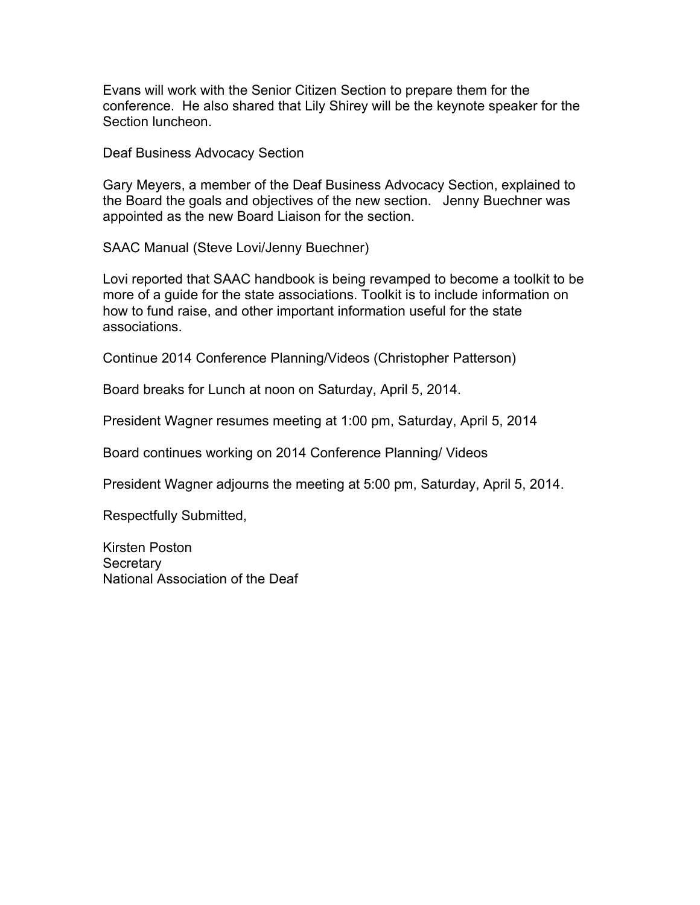Evans will work with the Senior Citizen Section to prepare them for the conference. He also shared that Lily Shirey will be the keynote speaker for the Section luncheon.

Deaf Business Advocacy Section

Gary Meyers, a member of the Deaf Business Advocacy Section, explained to the Board the goals and objectives of the new section. Jenny Buechner was appointed as the new Board Liaison for the section.

SAAC Manual (Steve Lovi/Jenny Buechner)

Lovi reported that SAAC handbook is being revamped to become a toolkit to be more of a guide for the state associations. Toolkit is to include information on how to fund raise, and other important information useful for the state associations.

Continue 2014 Conference Planning/Videos (Christopher Patterson)

Board breaks for Lunch at noon on Saturday, April 5, 2014.

President Wagner resumes meeting at 1:00 pm, Saturday, April 5, 2014

Board continues working on 2014 Conference Planning/ Videos

President Wagner adjourns the meeting at 5:00 pm, Saturday, April 5, 2014.

Respectfully Submitted,

Kirsten Poston
Secretary
National Association of the Deaf